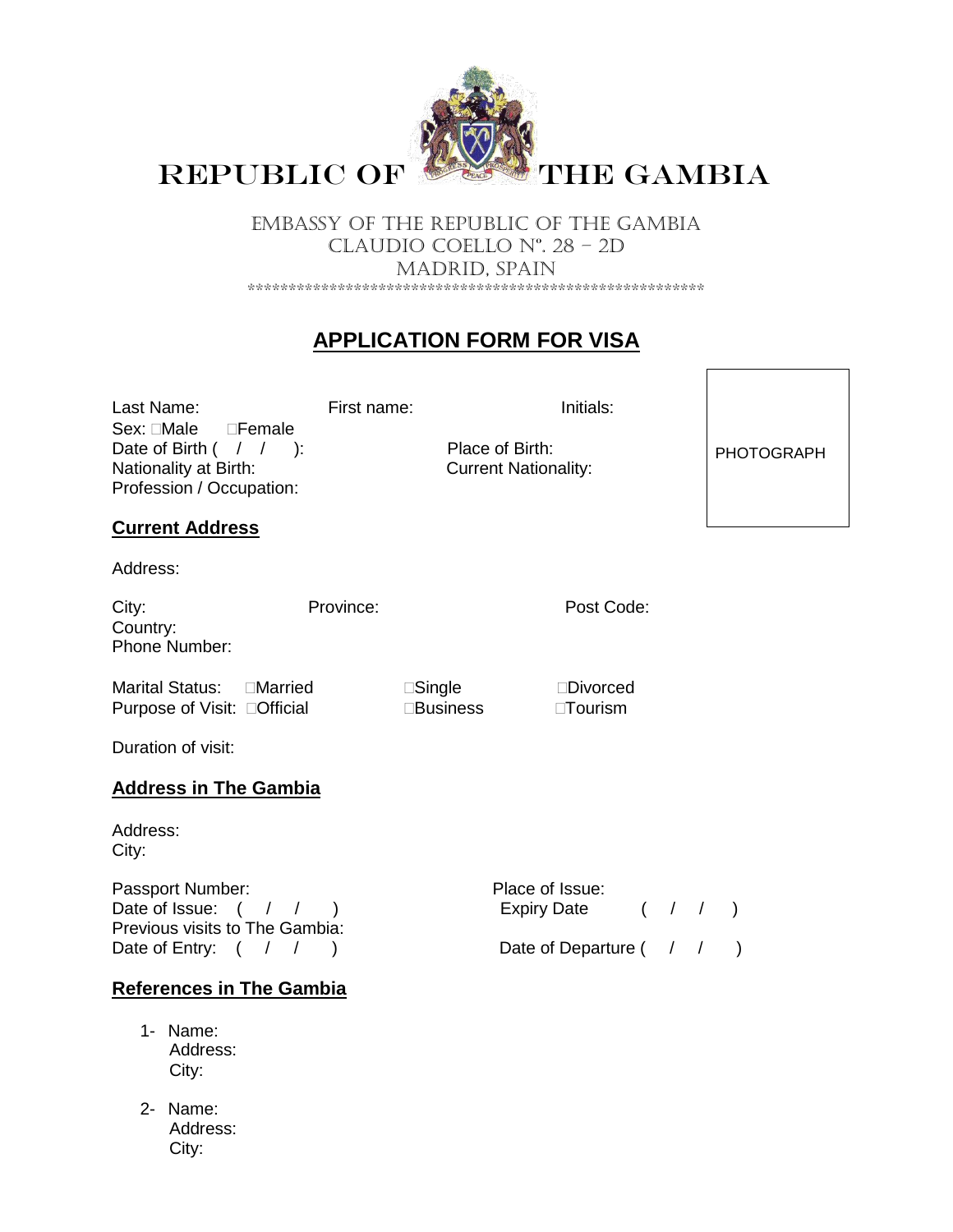# REPUBLIC OF THE GAMBIA

EMBASSY OF THE REPUBLIC OF THE GAMBIA
CLAUDIO COELLO Nº. 28 – 2D
MADRID, SPAIN
\*\*\*\*\*\*\*\*\*\*\*\*\*\*\*\*\*\*\*\*\*\*\*\*\*\*\*\*\*\*\*\*\*\*\*\*\*\*\*\*\*\*\*\*\*\*\*\*\*\*\*\*\*\*\*\*\*

## APPLICATION FORM FOR VISA

PHOTOGRAPH

Last Name: First name: Initials:
Sex: ☐Male ☐Female
Date of Birth ( / / ): Place of Birth:
Nationality at Birth: Current Nationality:
Profession / Occupation:

### Current Address

Address:

City: Province: Post Code:
Country:
Phone Number:

Marital Status: ☐Married ☐Single ☐Divorced
Purpose of Visit: ☐Official ☐Business ☐Tourism

Duration of visit:

### Address in The Gambia

Address:
City:

Passport Number: Place of Issue:
Date of Issue: ( / / ) Expiry Date ( / / )
Previous visits to The Gambia:
Date of Entry: ( / / ) Date of Departure ( / / )

### References in The Gambia

1- Name:
Address:
City:

2- Name:
Address:
City: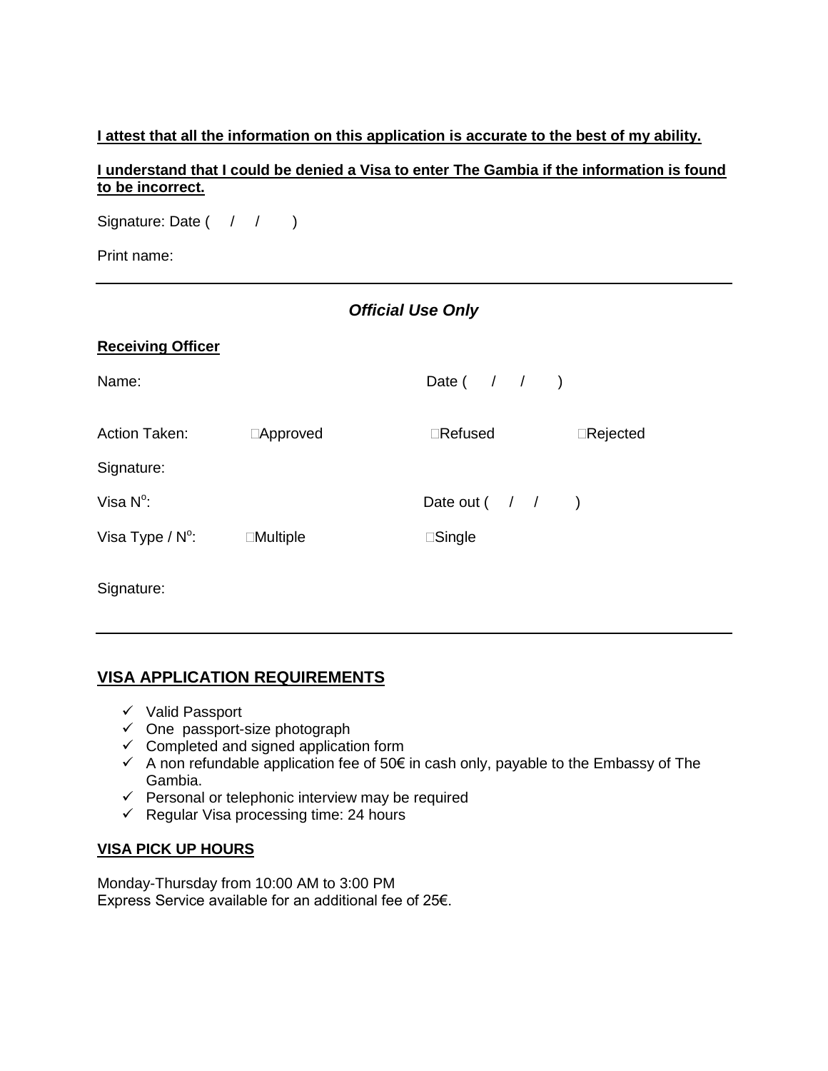**I attest that all the information on this application is accurate to the best of my ability.**

**I understand that I could be denied a Visa to enter The Gambia if the information is found to be incorrect.**

Signature: Date ( / / )

Print name:

---

***Official Use Only***

**Receiving Officer**

Name: Date ( / / )

Action Taken: ☐Approved ☐Refused ☐Rejected

Signature:

Visa N$^{o}$: Date out ( / / )

Visa Type / N$^{o}$: ☐Multiple ☐Single

Signature:

---

## VISA APPLICATION REQUIREMENTS

- ✓ Valid Passport
- ✓ One passport-size photograph
- ✓ Completed and signed application form
- ✓ A non refundable application fee of 50€ in cash only, payable to the Embassy of The Gambia.
- ✓ Personal or telephonic interview may be required
- ✓ Regular Visa processing time: 24 hours

**VISA PICK UP HOURS**

Monday-Thursday from 10:00 AM to 3:00 PM
Express Service available for an additional fee of 25€.